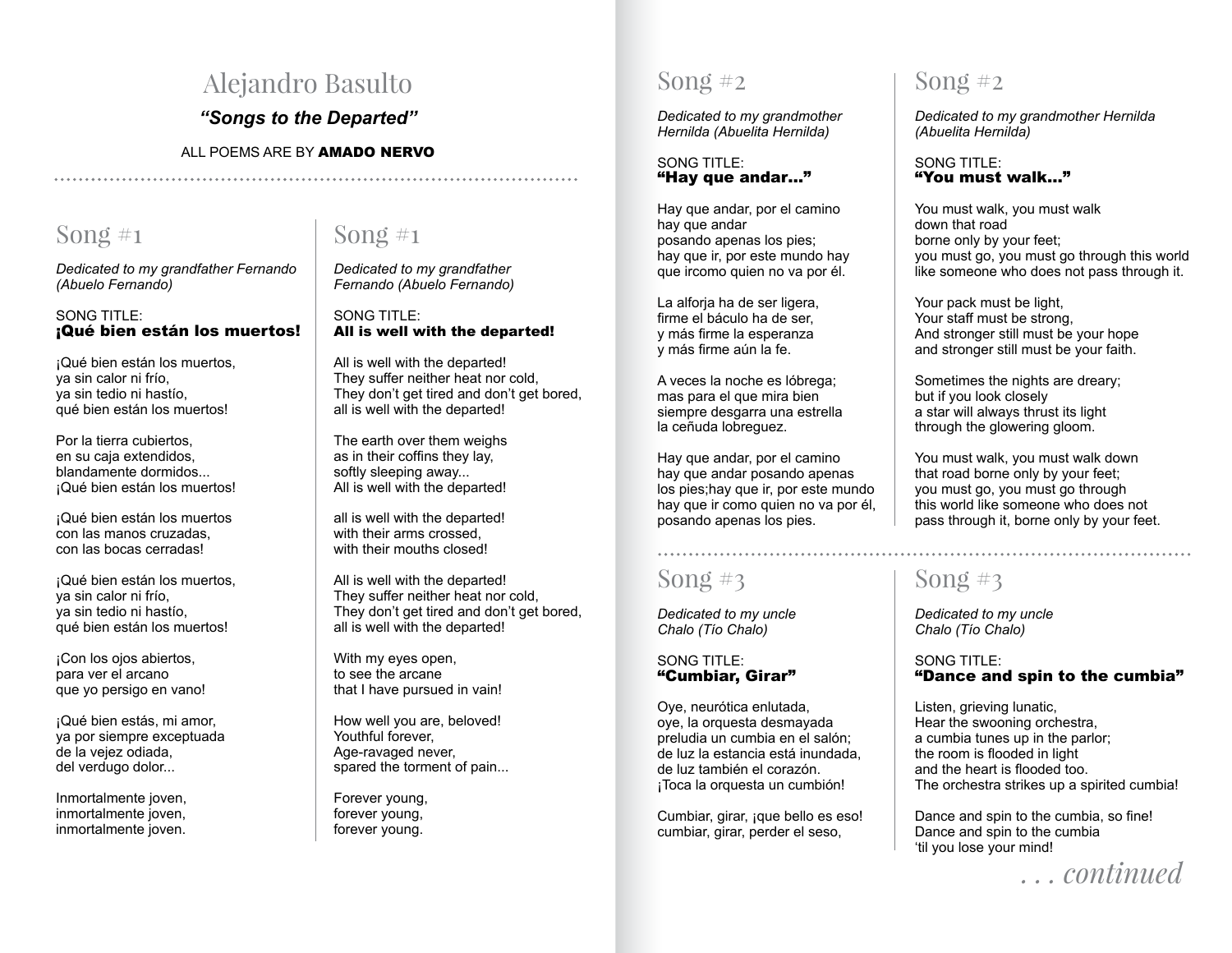# Alejandro Basulto

***"Songs to the Departed"***

ALL POEMS ARE BY **AMADO NERVO**

## Song #1

*Dedicated to my grandfather Fernando (Abuelo Fernando)*

SONG TITLE:
**¡Qué bien están los muertos!**

¡Qué bien están los muertos,
ya sin calor ni frío,
ya sin tedio ni hastío,
qué bien están los muertos!

Por la tierra cubiertos,
en su caja extendidos,
blandamente dormidos...
¡Qué bien están los muertos!

¡Qué bien están los muertos
con las manos cruzadas,
con las bocas cerradas!

¡Qué bien están los muertos,
ya sin calor ni frío,
ya sin tedio ni hastío,
qué bien están los muertos!

¡Con los ojos abiertos,
para ver el arcano
que yo persigo en vano!

¡Qué bien estás, mi amor,
ya por siempre exceptuada
de la vejez odiada,
del verdugo dolor...

Inmortalmente joven,
inmortalmente joven,
inmortalmente joven.

## Song #1

*Dedicated to my grandfather Fernando (Abuelo Fernando)*

SONG TITLE:
**All is well with the departed!**

All is well with the departed!
They suffer neither heat nor cold,
They don't get tired and don't get bored,
all is well with the departed!

The earth over them weighs
as in their coffins they lay,
softly sleeping away...
All is well with the departed!

all is well with the departed!
with their arms crossed,
with their mouths closed!

All is well with the departed!
They suffer neither heat nor cold,
They don't get tired and don't get bored,
all is well with the departed!

With my eyes open,
to see the arcane
that I have pursued in vain!

How well you are, beloved!
Youthful forever,
Age-ravaged never,
spared the torment of pain...

Forever young,
forever young,
forever young.

## Song #2

*Dedicated to my grandmother Hernilda (Abuelita Hernilda)*

SONG TITLE:
**"Hay que andar..."**

Hay que andar, por el camino
hay que andar
posando apenas los pies;
hay que ir, por este mundo hay
que ircomo quien no va por él.

La alforja ha de ser ligera,
firme el báculo ha de ser,
y más firme la esperanza
y más firme aún la fe.

A veces la noche es lóbrega;
mas para el que mira bien
siempre desgarra una estrella
la ceñuda lobreguez.

Hay que andar, por el camino
hay que andar posando apenas
los pies;hay que ir, por este mundo
hay que ir como quien no va por él,
posando apenas los pies.

## Song #2

*Dedicated to my grandmother Hernilda (Abuelita Hernilda)*

SONG TITLE:
**"You must walk..."**

You must walk, you must walk
down that road
borne only by your feet;
you must go, you must go through this world
like someone who does not pass through it.

Your pack must be light,
Your staff must be strong,
And stronger still must be your hope
and stronger still must be your faith.

Sometimes the nights are dreary;
but if you look closely
a star will always thrust its light
through the glowering gloom.

You must walk, you must walk down
that road borne only by your feet;
you must go, you must go through
this world like someone who does not
pass through it, borne only by your feet.

## Song #3

*Dedicated to my uncle Chalo (Tío Chalo)*

SONG TITLE:
**"Cumbiar, Girar"**

Oye, neurótica enlutada,
oye, la orquesta desmayada
preludia un cumbia en el salón;
de luz la estancia está inundada,
de luz también el corazón.
¡Toca la orquesta un cumbión!

Cumbiar, girar, ¡que bello es eso!
cumbiar, girar, perder el seso,

## Song #3

*Dedicated to my uncle Chalo (Tío Chalo)*

SONG TITLE:
**"Dance and spin to the cumbia"**

Listen, grieving lunatic,
Hear the swooning orchestra,
a cumbia tunes up in the parlor;
the room is flooded in light
and the heart is flooded too.
The orchestra strikes up a spirited cumbia!

Dance and spin to the cumbia, so fine!
Dance and spin to the cumbia
'til you lose your mind!

*. . . continued*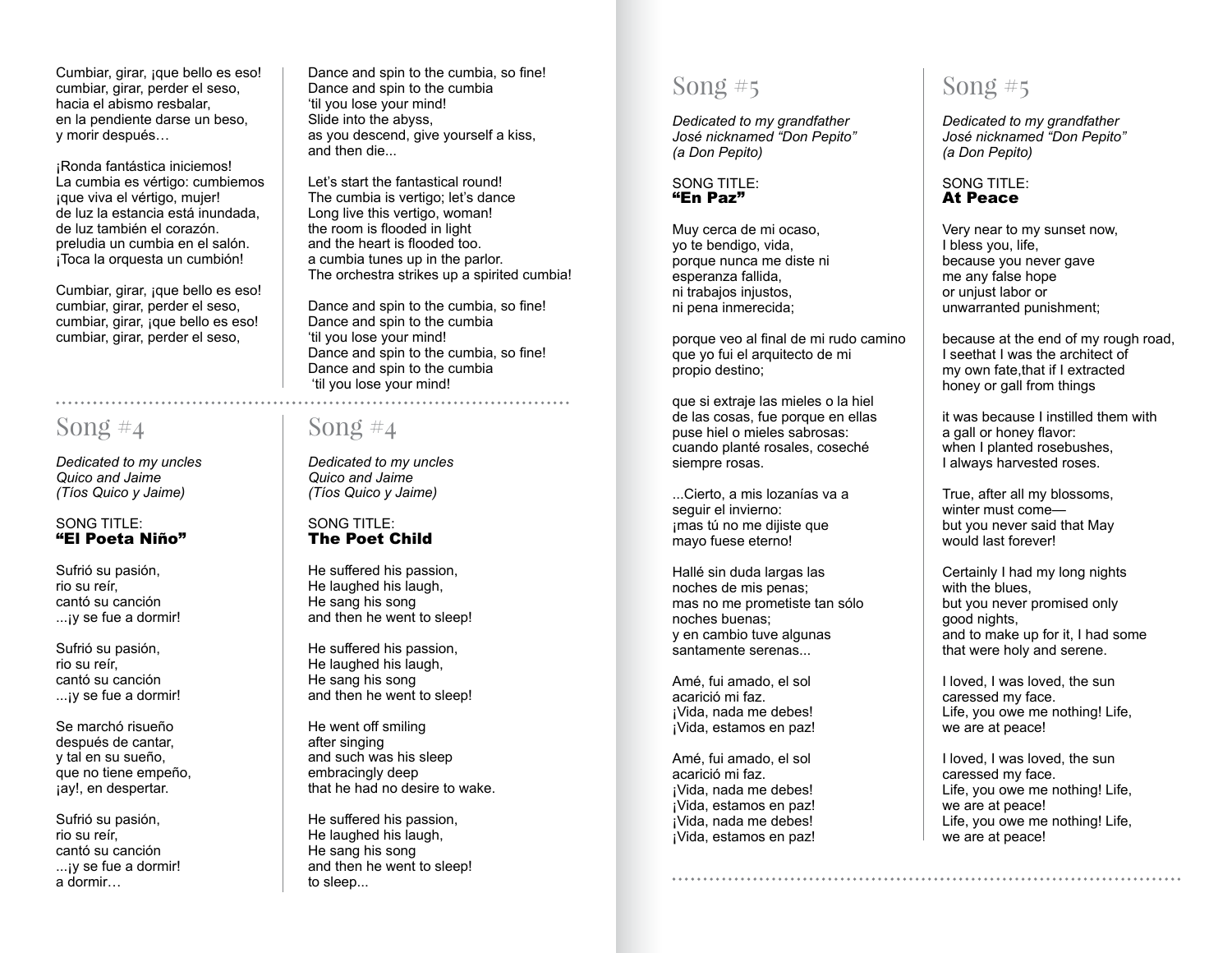Cumbiar, girar, ¡que bello es eso!
cumbiar, girar, perder el seso,
hacia el abismo resbalar,
en la pendiente darse un beso,
y morir después…

¡Ronda fantástica iniciemos!
La cumbia es vértigo: cumbiemos
¡que viva el vértigo, mujer!
de luz la estancia está inundada,
de luz también el corazón.
preludia un cumbia en el salón.
¡Toca la orquesta un cumbión!

Cumbiar, girar, ¡que bello es eso!
cumbiar, girar, perder el seso,
cumbiar, girar, ¡que bello es eso!
cumbiar, girar, perder el seso,

Dance and spin to the cumbia, so fine!
Dance and spin to the cumbia
'til you lose your mind!
Slide into the abyss,
as you descend, give yourself a kiss,
and then die...

Let's start the fantastical round!
The cumbia is vertigo; let's dance
Long live this vertigo, woman!
the room is flooded in light
and the heart is flooded too.
a cumbia tunes up in the parlor.
The orchestra strikes up a spirited cumbia!

Dance and spin to the cumbia, so fine!
Dance and spin to the cumbia
'til you lose your mind!
Dance and spin to the cumbia, so fine!
Dance and spin to the cumbia
'til you lose your mind!

## Song #4

*Dedicated to my uncles*
*Quico and Jaime*
*(Tíos Quico y Jaime)*

SONG TITLE:
**"El Poeta Niño"**

Sufrió su pasión,
rio su reír,
cantó su canción
...¡y se fue a dormir!

Sufrió su pasión,
rio su reír,
cantó su canción
...¡y se fue a dormir!

Se marchó risueño
después de cantar,
y tal en su sueño,
que no tiene empeño,
¡ay!, en despertar.

Sufrió su pasión,
rio su reír,
cantó su canción
...¡y se fue a dormir!
a dormir…

## Song #4

*Dedicated to my uncles*
*Quico and Jaime*
*(Tíos Quico y Jaime)*

SONG TITLE:
**The Poet Child**

He suffered his passion,
He laughed his laugh,
He sang his song
and then he went to sleep!

He suffered his passion,
He laughed his laugh,
He sang his song
and then he went to sleep!

He went off smiling
after singing
and such was his sleep
embracingly deep
that he had no desire to wake.

He suffered his passion,
He laughed his laugh,
He sang his song
and then he went to sleep!
to sleep...

## Song #5

*Dedicated to my grandfather*
*José nicknamed "Don Pepito"*
*(a Don Pepito)*

SONG TITLE:
**"En Paz"**

Muy cerca de mi ocaso,
yo te bendigo, vida,
porque nunca me diste ni
esperanza fallida,
ni trabajos injustos,
ni pena inmerecida;

porque veo al final de mi rudo camino
que yo fui el arquitecto de mi
propio destino;

que si extraje las mieles o la hiel
de las cosas, fue porque en ellas
puse hiel o mieles sabrosas:
cuando planté rosales, coseché
siempre rosas.

...Cierto, a mis lozanías va a
seguir el invierno:
¡mas tú no me dijiste que
mayo fuese eterno!

Hallé sin duda largas las
noches de mis penas;
mas no me prometiste tan sólo
noches buenas;
y en cambio tuve algunas
santamente serenas...

Amé, fui amado, el sol
acarició mi faz.
¡Vida, nada me debes!
¡Vida, estamos en paz!

Amé, fui amado, el sol
acarició mi faz.
¡Vida, nada me debes!
¡Vida, estamos en paz!
¡Vida, nada me debes!
¡Vida, estamos en paz!

## Song #5

*Dedicated to my grandfather*
*José nicknamed "Don Pepito"*
*(a Don Pepito)*

SONG TITLE:
**At Peace**

Very near to my sunset now,
I bless you, life,
because you never gave
me any false hope
or unjust labor or
unwarranted punishment;

because at the end of my rough road,
I seethat I was the architect of
my own fate,that if I extracted
honey or gall from things

it was because I instilled them with
a gall or honey flavor:
when I planted rosebushes,
I always harvested roses.

True, after all my blossoms,
winter must come—
but you never said that May
would last forever!

Certainly I had my long nights
with the blues,
but you never promised only
good nights,
and to make up for it, I had some
that were holy and serene.

I loved, I was loved, the sun
caressed my face.
Life, you owe me nothing! Life,
we are at peace!

I loved, I was loved, the sun
caressed my face.
Life, you owe me nothing! Life,
we are at peace!
Life, you owe me nothing! Life,
we are at peace!